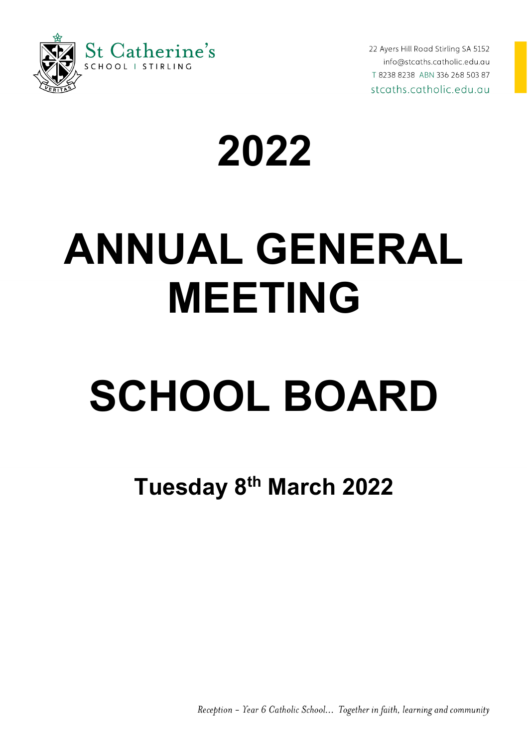St Catherine's
SCHOOL | STIRLING

22 Ayers Hill Road Stirling SA 5152
info@stcaths.catholic.edu.au
T 8238 8238 ABN 336 268 503 87
stcaths.catholic.edu.au

# 2022

# ANNUAL GENERAL MEETING

# SCHOOL BOARD

## Tuesday 8th March 2022

*Reception – Year 6 Catholic School… Together in faith, learning and community*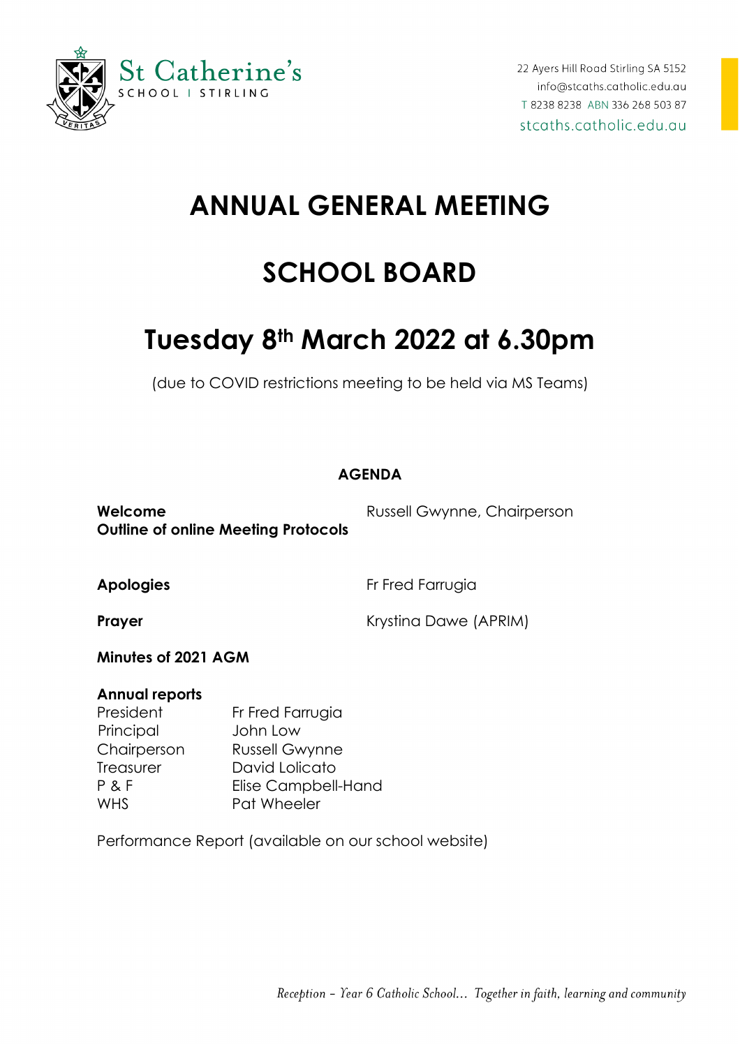St Catherine's
SCHOOL | STIRLING

22 Ayers Hill Road Stirling SA 5152
info@stcaths.catholic.edu.au
T 8238 8238 ABN 336 268 503 87
stcaths.catholic.edu.au

# ANNUAL GENERAL MEETING

# SCHOOL BOARD

# Tuesday 8th March 2022 at 6.30pm

(due to COVID restrictions meeting to be held via MS Teams)

**AGENDA**

**Welcome** — Russell Gwynne, Chairperson
**Outline of online Meeting Protocols**

**Apologies** — Fr Fred Farrugia

**Prayer** — Krystina Dawe (APRIM)

**Minutes of 2021 AGM**

**Annual reports**

| | |
|---|---|
| President | Fr Fred Farrugia |
| Principal | John Low |
| Chairperson | Russell Gwynne |
| Treasurer | David Lolicato |
| P & F | Elise Campbell-Hand |
| WHS | Pat Wheeler |

Performance Report (available on our school website)

*Reception – Year 6 Catholic School… Together in faith, learning and community*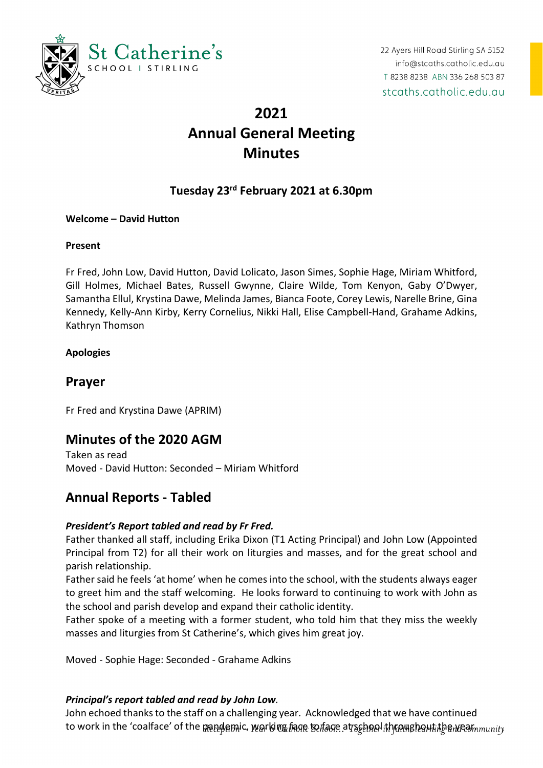# 2021
# Annual General Meeting
# Minutes

### Tuesday 23rd February 2021 at 6.30pm

**Welcome – David Hutton**

**Present**

Fr Fred, John Low, David Hutton, David Lolicato, Jason Simes, Sophie Hage, Miriam Whitford, Gill Holmes, Michael Bates, Russell Gwynne, Claire Wilde, Tom Kenyon, Gaby O'Dwyer, Samantha Ellul, Krystina Dawe, Melinda James, Bianca Foote, Corey Lewis, Narelle Brine, Gina Kennedy, Kelly-Ann Kirby, Kerry Cornelius, Nikki Hall, Elise Campbell-Hand, Grahame Adkins, Kathryn Thomson

**Apologies**

## Prayer

Fr Fred and Krystina Dawe (APRIM)

## Minutes of the 2020 AGM

Taken as read
Moved - David Hutton: Seconded – Miriam Whitford

## Annual Reports - Tabled

***President's Report tabled and read by Fr Fred.***

Father thanked all staff, including Erika Dixon (T1 Acting Principal) and John Low (Appointed Principal from T2) for all their work on liturgies and masses, and for the great school and parish relationship.

Father said he feels 'at home' when he comes into the school, with the students always eager to greet him and the staff welcoming. He looks forward to continuing to work with John as the school and parish develop and expand their catholic identity.

Father spoke of a meeting with a former student, who told him that they miss the weekly masses and liturgies from St Catherine's, which gives him great joy.

Moved - Sophie Hage: Seconded - Grahame Adkins

***Principal's report tabled and read by John Low.***

John echoed thanks to the staff on a challenging year. Acknowledged that we have continued to work in the 'coalface' of the pandemic, working face to face at school throughout the year.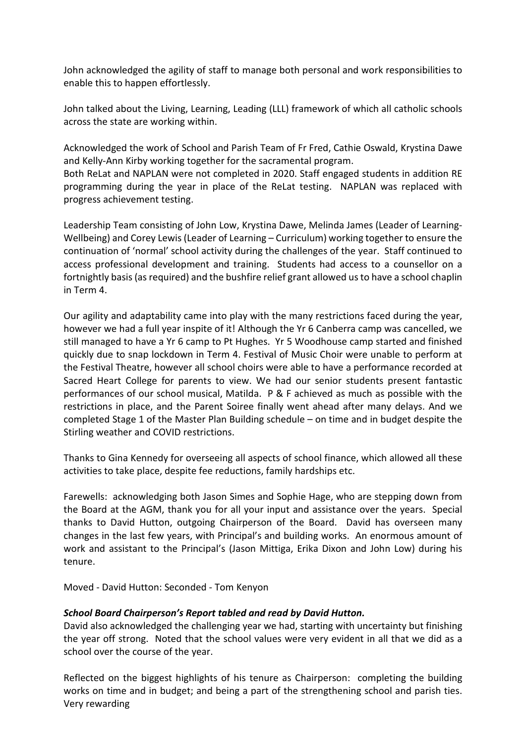John acknowledged the agility of staff to manage both personal and work responsibilities to enable this to happen effortlessly.

John talked about the Living, Learning, Leading (LLL) framework of which all catholic schools across the state are working within.

Acknowledged the work of School and Parish Team of Fr Fred, Cathie Oswald, Krystina Dawe and Kelly-Ann Kirby working together for the sacramental program.
Both ReLat and NAPLAN were not completed in 2020. Staff engaged students in addition RE programming during the year in place of the ReLat testing. NAPLAN was replaced with progress achievement testing.

Leadership Team consisting of John Low, Krystina Dawe, Melinda James (Leader of Learning-Wellbeing) and Corey Lewis (Leader of Learning – Curriculum) working together to ensure the continuation of 'normal' school activity during the challenges of the year. Staff continued to access professional development and training. Students had access to a counsellor on a fortnightly basis (as required) and the bushfire relief grant allowed us to have a school chaplin in Term 4.

Our agility and adaptability came into play with the many restrictions faced during the year, however we had a full year inspite of it! Although the Yr 6 Canberra camp was cancelled, we still managed to have a Yr 6 camp to Pt Hughes. Yr 5 Woodhouse camp started and finished quickly due to snap lockdown in Term 4. Festival of Music Choir were unable to perform at the Festival Theatre, however all school choirs were able to have a performance recorded at Sacred Heart College for parents to view. We had our senior students present fantastic performances of our school musical, Matilda. P & F achieved as much as possible with the restrictions in place, and the Parent Soiree finally went ahead after many delays. And we completed Stage 1 of the Master Plan Building schedule – on time and in budget despite the Stirling weather and COVID restrictions.

Thanks to Gina Kennedy for overseeing all aspects of school finance, which allowed all these activities to take place, despite fee reductions, family hardships etc.

Farewells: acknowledging both Jason Simes and Sophie Hage, who are stepping down from the Board at the AGM, thank you for all your input and assistance over the years. Special thanks to David Hutton, outgoing Chairperson of the Board. David has overseen many changes in the last few years, with Principal's and building works. An enormous amount of work and assistant to the Principal's (Jason Mittiga, Erika Dixon and John Low) during his tenure.

Moved - David Hutton: Seconded - Tom Kenyon

***School Board Chairperson's Report tabled and read by David Hutton.***
David also acknowledged the challenging year we had, starting with uncertainty but finishing the year off strong. Noted that the school values were very evident in all that we did as a school over the course of the year.

Reflected on the biggest highlights of his tenure as Chairperson: completing the building works on time and in budget; and being a part of the strengthening school and parish ties. Very rewarding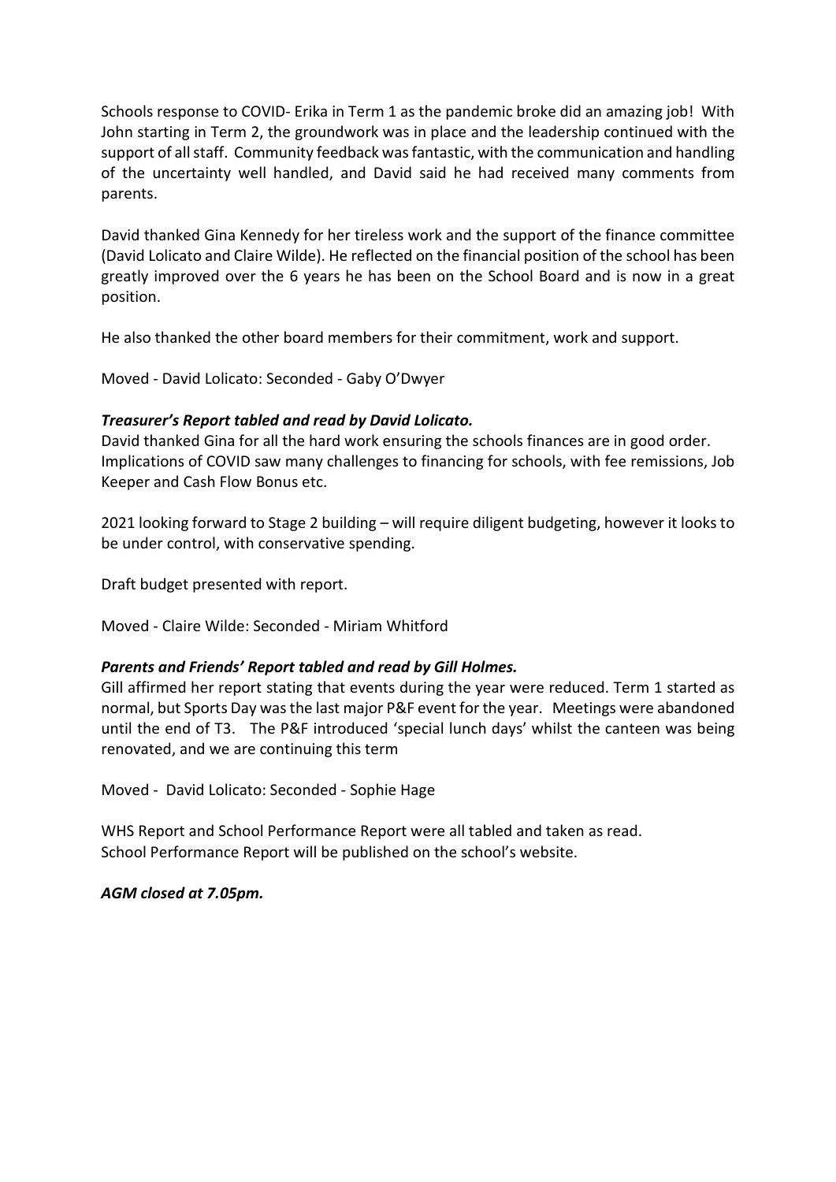Schools response to COVID- Erika in Term 1 as the pandemic broke did an amazing job! With John starting in Term 2, the groundwork was in place and the leadership continued with the support of all staff. Community feedback was fantastic, with the communication and handling of the uncertainty well handled, and David said he had received many comments from parents.

David thanked Gina Kennedy for her tireless work and the support of the finance committee (David Lolicato and Claire Wilde). He reflected on the financial position of the school has been greatly improved over the 6 years he has been on the School Board and is now in a great position.

He also thanked the other board members for their commitment, work and support.

Moved - David Lolicato: Seconded - Gaby O'Dwyer

***Treasurer's Report tabled and read by David Lolicato.***

David thanked Gina for all the hard work ensuring the schools finances are in good order. Implications of COVID saw many challenges to financing for schools, with fee remissions, Job Keeper and Cash Flow Bonus etc.

2021 looking forward to Stage 2 building – will require diligent budgeting, however it looks to be under control, with conservative spending.

Draft budget presented with report.

Moved - Claire Wilde: Seconded - Miriam Whitford

***Parents and Friends' Report tabled and read by Gill Holmes.***

Gill affirmed her report stating that events during the year were reduced. Term 1 started as normal, but Sports Day was the last major P&F event for the year. Meetings were abandoned until the end of T3. The P&F introduced 'special lunch days' whilst the canteen was being renovated, and we are continuing this term

Moved - David Lolicato: Seconded - Sophie Hage

WHS Report and School Performance Report were all tabled and taken as read.
School Performance Report will be published on the school's website.

***AGM closed at 7.05pm.***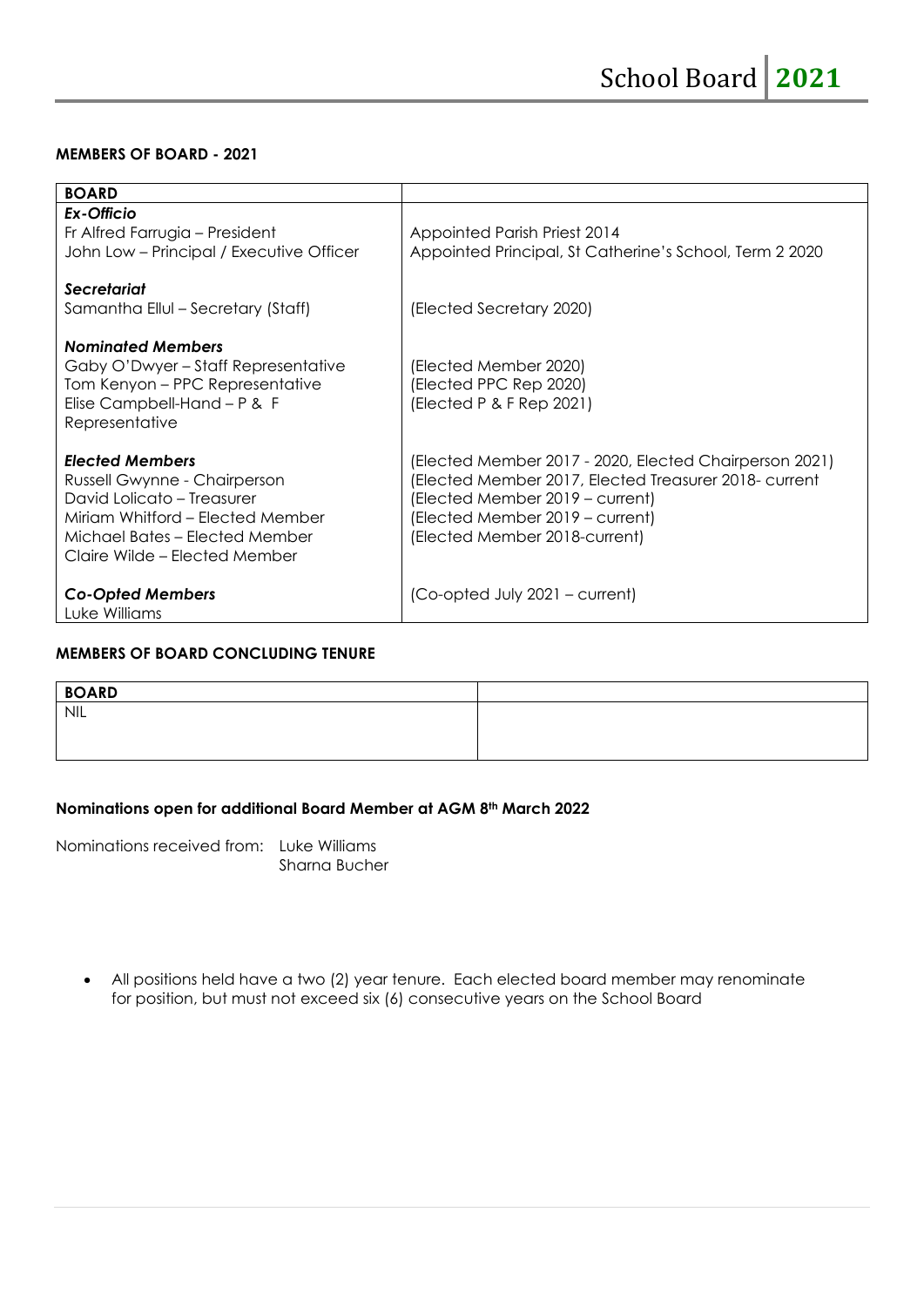## MEMBERS OF BOARD - 2021

| BOARD | |
|---|---|
| ***Ex-Officio*** | |
| Fr Alfred Farrugia – President | Appointed Parish Priest 2014 |
| John Low – Principal / Executive Officer | Appointed Principal, St Catherine's School, Term 2 2020 |
| ***Secretariat*** | |
| Samantha Ellul – Secretary (Staff) | (Elected Secretary 2020) |
| ***Nominated Members*** | |
| Gaby O'Dwyer – Staff Representative | (Elected Member 2020) |
| Tom Kenyon – PPC Representative | (Elected PPC Rep 2020) |
| Elise Campbell-Hand – P & F Representative | (Elected P & F Rep 2021) |
| ***Elected Members*** | |
| Russell Gwynne - Chairperson | (Elected Member 2017 - 2020, Elected Chairperson 2021) |
| David Lolicato – Treasurer | (Elected Member 2017, Elected Treasurer 2018- current |
| Miriam Whitford – Elected Member | (Elected Member 2019 – current) |
| Michael Bates – Elected Member | (Elected Member 2019 – current) |
| Claire Wilde – Elected Member | (Elected Member 2018-current) |
| ***Co-Opted Members*** | (Co-opted July 2021 – current) |
| Luke Williams | |

## MEMBERS OF BOARD CONCLUDING TENURE

| BOARD | |
|---|---|
| NIL | |

**Nominations open for additional Board Member at AGM 8th March 2022**

Nominations received from: Luke Williams
Sharna Bucher

- All positions held have a two (2) year tenure. Each elected board member may renominate for position, but must not exceed six (6) consecutive years on the School Board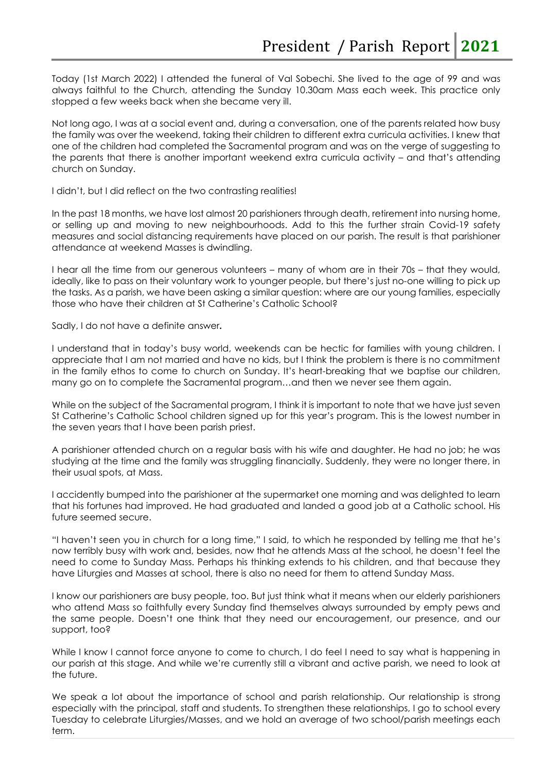Today (1st March 2022) I attended the funeral of Val Sobechi. She lived to the age of 99 and was always faithful to the Church, attending the Sunday 10.30am Mass each week. This practice only stopped a few weeks back when she became very ill.

Not long ago, I was at a social event and, during a conversation, one of the parents related how busy the family was over the weekend, taking their children to different extra curricula activities. I knew that one of the children had completed the Sacramental program and was on the verge of suggesting to the parents that there is another important weekend extra curricula activity – and that's attending church on Sunday.

I didn't, but I did reflect on the two contrasting realities!

In the past 18 months, we have lost almost 20 parishioners through death, retirement into nursing home, or selling up and moving to new neighbourhoods. Add to this the further strain Covid-19 safety measures and social distancing requirements have placed on our parish. The result is that parishioner attendance at weekend Masses is dwindling.

I hear all the time from our generous volunteers – many of whom are in their 70s – that they would, ideally, like to pass on their voluntary work to younger people, but there's just no-one willing to pick up the tasks. As a parish, we have been asking a similar question: where are our young families, especially those who have their children at St Catherine's Catholic School?

Sadly, I do not have a definite answer**.**

I understand that in today's busy world, weekends can be hectic for families with young children. I appreciate that I am not married and have no kids, but I think the problem is there is no commitment in the family ethos to come to church on Sunday. It's heart-breaking that we baptise our children, many go on to complete the Sacramental program…and then we never see them again.

While on the subject of the Sacramental program, I think it is important to note that we have just seven St Catherine's Catholic School children signed up for this year's program. This is the lowest number in the seven years that I have been parish priest.

A parishioner attended church on a regular basis with his wife and daughter. He had no job; he was studying at the time and the family was struggling financially. Suddenly, they were no longer there, in their usual spots, at Mass.

I accidently bumped into the parishioner at the supermarket one morning and was delighted to learn that his fortunes had improved. He had graduated and landed a good job at a Catholic school. His future seemed secure.

"I haven't seen you in church for a long time," I said, to which he responded by telling me that he's now terribly busy with work and, besides, now that he attends Mass at the school, he doesn't feel the need to come to Sunday Mass. Perhaps his thinking extends to his children, and that because they have Liturgies and Masses at school, there is also no need for them to attend Sunday Mass.

I know our parishioners are busy people, too. But just think what it means when our elderly parishioners who attend Mass so faithfully every Sunday find themselves always surrounded by empty pews and the same people. Doesn't one think that they need our encouragement, our presence, and our support, too?

While I know I cannot force anyone to come to church, I do feel I need to say what is happening in our parish at this stage. And while we're currently still a vibrant and active parish, we need to look at the future.

We speak a lot about the importance of school and parish relationship. Our relationship is strong especially with the principal, staff and students. To strengthen these relationships, I go to school every Tuesday to celebrate Liturgies/Masses, and we hold an average of two school/parish meetings each term.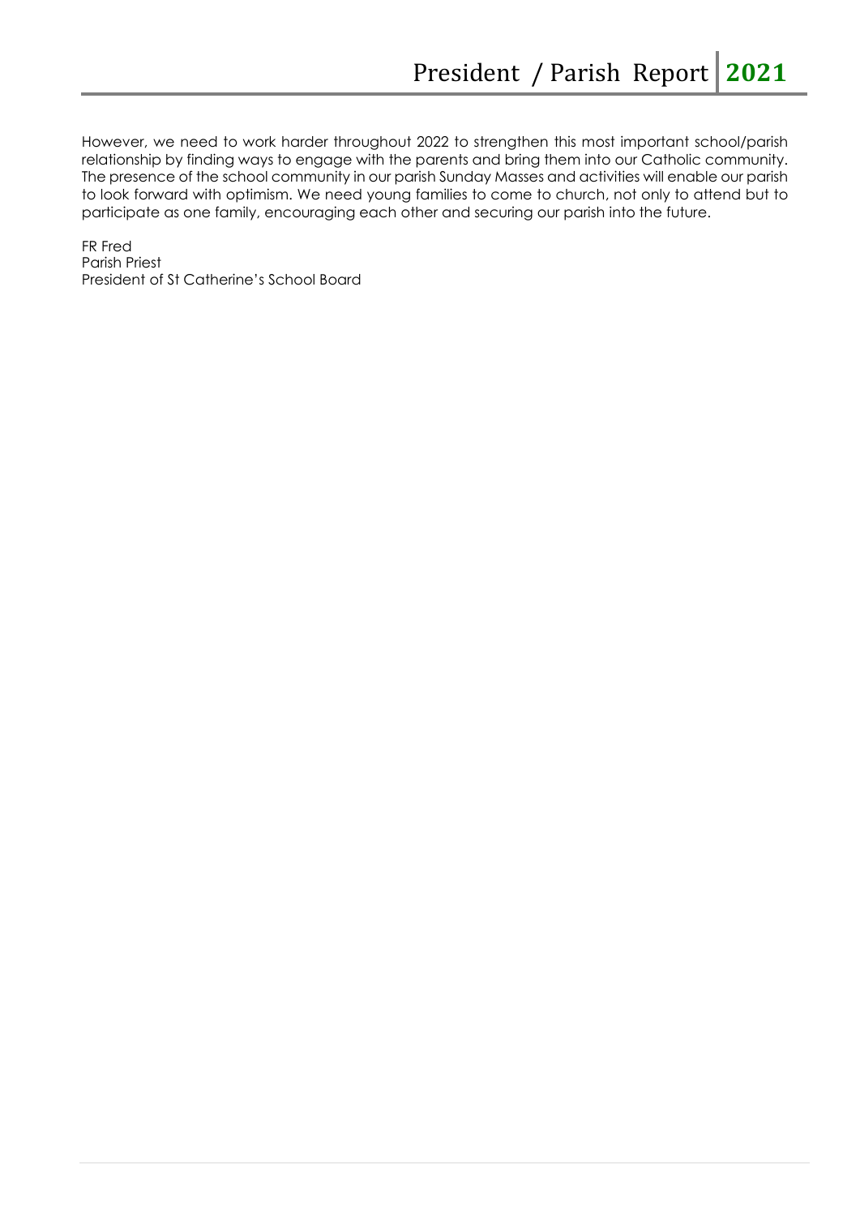However, we need to work harder throughout 2022 to strengthen this most important school/parish relationship by finding ways to engage with the parents and bring them into our Catholic community. The presence of the school community in our parish Sunday Masses and activities will enable our parish to look forward with optimism. We need young families to come to church, not only to attend but to participate as one family, encouraging each other and securing our parish into the future.

FR Fred
Parish Priest
President of St Catherine's School Board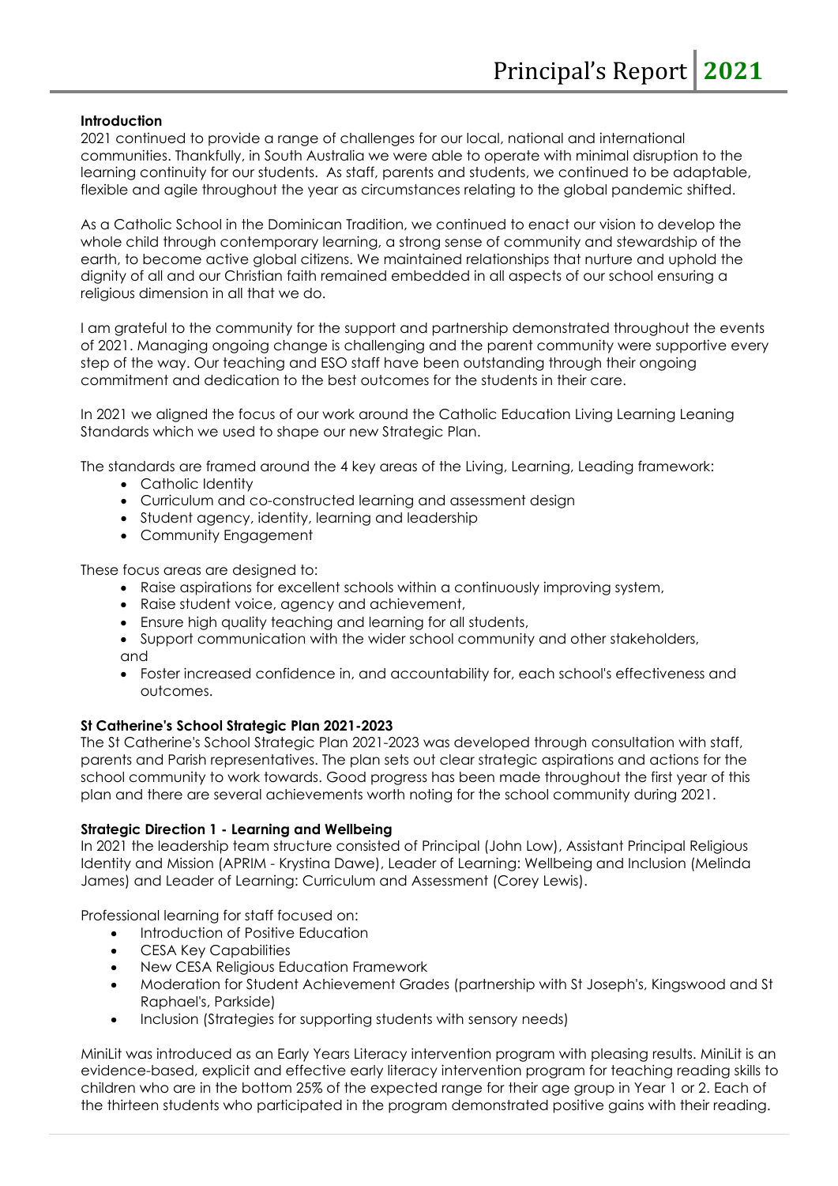**Introduction**

2021 continued to provide a range of challenges for our local, national and international communities. Thankfully, in South Australia we were able to operate with minimal disruption to the learning continuity for our students. As staff, parents and students, we continued to be adaptable, flexible and agile throughout the year as circumstances relating to the global pandemic shifted.

As a Catholic School in the Dominican Tradition, we continued to enact our vision to develop the whole child through contemporary learning, a strong sense of community and stewardship of the earth, to become active global citizens. We maintained relationships that nurture and uphold the dignity of all and our Christian faith remained embedded in all aspects of our school ensuring a religious dimension in all that we do.

I am grateful to the community for the support and partnership demonstrated throughout the events of 2021. Managing ongoing change is challenging and the parent community were supportive every step of the way. Our teaching and ESO staff have been outstanding through their ongoing commitment and dedication to the best outcomes for the students in their care.

In 2021 we aligned the focus of our work around the Catholic Education Living Learning Leaning Standards which we used to shape our new Strategic Plan.

The standards are framed around the 4 key areas of the Living, Learning, Leading framework:

- Catholic Identity
- Curriculum and co-constructed learning and assessment design
- Student agency, identity, learning and leadership
- Community Engagement

These focus areas are designed to:

- Raise aspirations for excellent schools within a continuously improving system,
- Raise student voice, agency and achievement,
- Ensure high quality teaching and learning for all students,
- Support communication with the wider school community and other stakeholders, and
- Foster increased confidence in, and accountability for, each school's effectiveness and outcomes.

**St Catherine's School Strategic Plan 2021-2023**

The St Catherine's School Strategic Plan 2021-2023 was developed through consultation with staff, parents and Parish representatives. The plan sets out clear strategic aspirations and actions for the school community to work towards. Good progress has been made throughout the first year of this plan and there are several achievements worth noting for the school community during 2021.

**Strategic Direction 1 - Learning and Wellbeing**

In 2021 the leadership team structure consisted of Principal (John Low), Assistant Principal Religious Identity and Mission (APRIM - Krystina Dawe), Leader of Learning: Wellbeing and Inclusion (Melinda James) and Leader of Learning: Curriculum and Assessment (Corey Lewis).

Professional learning for staff focused on:

- Introduction of Positive Education
- CESA Key Capabilities
- New CESA Religious Education Framework
- Moderation for Student Achievement Grades (partnership with St Joseph's, Kingswood and St Raphael's, Parkside)
- Inclusion (Strategies for supporting students with sensory needs)

MiniLit was introduced as an Early Years Literacy intervention program with pleasing results. MiniLit is an evidence-based, explicit and effective early literacy intervention program for teaching reading skills to children who are in the bottom 25% of the expected range for their age group in Year 1 or 2. Each of the thirteen students who participated in the program demonstrated positive gains with their reading.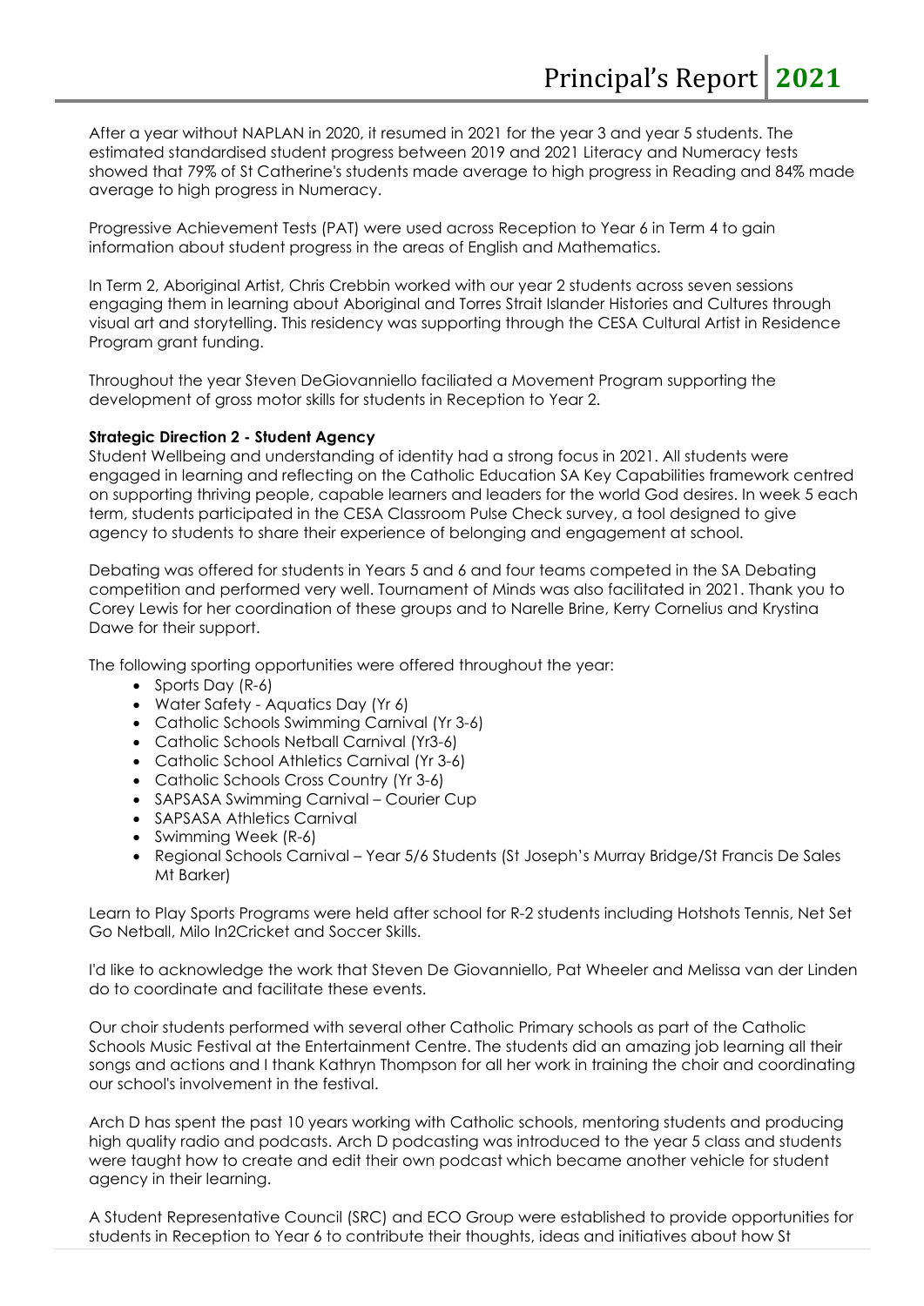After a year without NAPLAN in 2020, it resumed in 2021 for the year 3 and year 5 students. The estimated standardised student progress between 2019 and 2021 Literacy and Numeracy tests showed that 79% of St Catherine's students made average to high progress in Reading and 84% made average to high progress in Numeracy.

Progressive Achievement Tests (PAT) were used across Reception to Year 6 in Term 4 to gain information about student progress in the areas of English and Mathematics.

In Term 2, Aboriginal Artist, Chris Crebbin worked with our year 2 students across seven sessions engaging them in learning about Aboriginal and Torres Strait Islander Histories and Cultures through visual art and storytelling. This residency was supporting through the CESA Cultural Artist in Residence Program grant funding.

Throughout the year Steven DeGiovanniello faciliated a Movement Program supporting the development of gross motor skills for students in Reception to Year 2.

**Strategic Direction 2 - Student Agency**

Student Wellbeing and understanding of identity had a strong focus in 2021. All students were engaged in learning and reflecting on the Catholic Education SA Key Capabilities framework centred on supporting thriving people, capable learners and leaders for the world God desires. In week 5 each term, students participated in the CESA Classroom Pulse Check survey, a tool designed to give agency to students to share their experience of belonging and engagement at school.

Debating was offered for students in Years 5 and 6 and four teams competed in the SA Debating competition and performed very well. Tournament of Minds was also facilitated in 2021. Thank you to Corey Lewis for her coordination of these groups and to Narelle Brine, Kerry Cornelius and Krystina Dawe for their support.

The following sporting opportunities were offered throughout the year:

- Sports Day (R-6)
- Water Safety - Aquatics Day (Yr 6)
- Catholic Schools Swimming Carnival (Yr 3-6)
- Catholic Schools Netball Carnival (Yr3-6)
- Catholic School Athletics Carnival (Yr 3-6)
- Catholic Schools Cross Country (Yr 3-6)
- SAPSASA Swimming Carnival – Courier Cup
- SAPSASA Athletics Carnival
- Swimming Week (R-6)
- Regional Schools Carnival – Year 5/6 Students (St Joseph's Murray Bridge/St Francis De Sales Mt Barker)

Learn to Play Sports Programs were held after school for R-2 students including Hotshots Tennis, Net Set Go Netball, Milo In2Cricket and Soccer Skills.

I'd like to acknowledge the work that Steven De Giovanniello, Pat Wheeler and Melissa van der Linden do to coordinate and facilitate these events.

Our choir students performed with several other Catholic Primary schools as part of the Catholic Schools Music Festival at the Entertainment Centre. The students did an amazing job learning all their songs and actions and I thank Kathryn Thompson for all her work in training the choir and coordinating our school's involvement in the festival.

Arch D has spent the past 10 years working with Catholic schools, mentoring students and producing high quality radio and podcasts. Arch D podcasting was introduced to the year 5 class and students were taught how to create and edit their own podcast which became another vehicle for student agency in their learning.

A Student Representative Council (SRC) and ECO Group were established to provide opportunities for students in Reception to Year 6 to contribute their thoughts, ideas and initiatives about how St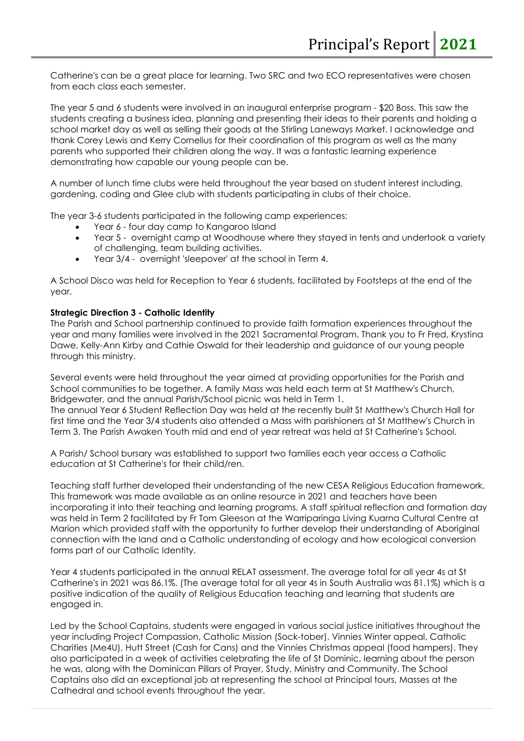Catherine's can be a great place for learning. Two SRC and two ECO representatives were chosen from each class each semester.

The year 5 and 6 students were involved in an inaugural enterprise program - $20 Boss. This saw the students creating a business idea, planning and presenting their ideas to their parents and holding a school market day as well as selling their goods at the Stirling Laneways Market. I acknowledge and thank Corey Lewis and Kerry Cornelius for their coordination of this program as well as the many parents who supported their children along the way. It was a fantastic learning experience demonstrating how capable our young people can be.

A number of lunch time clubs were held throughout the year based on student interest including, gardening, coding and Glee club with students participating in clubs of their choice.

The year 3-6 students participated in the following camp experiences:

- Year 6 - four day camp to Kangaroo Island
- Year 5 - overnight camp at Woodhouse where they stayed in tents and undertook a variety of challenging, team building activities.
- Year 3/4 - overnight 'sleepover' at the school in Term 4.

A School Disco was held for Reception to Year 6 students, facilitated by Footsteps at the end of the year.

**Strategic Direction 3 - Catholic Identity**

The Parish and School partnership continued to provide faith formation experiences throughout the year and many families were involved in the 2021 Sacramental Program. Thank you to Fr Fred, Krystina Dawe, Kelly-Ann Kirby and Cathie Oswald for their leadership and guidance of our young people through this ministry.

Several events were held throughout the year aimed at providing opportunities for the Parish and School communities to be together. A family Mass was held each term at St Matthew's Church, Bridgewater, and the annual Parish/School picnic was held in Term 1.
The annual Year 6 Student Reflection Day was held at the recently built St Matthew's Church Hall for first time and the Year 3/4 students also attended a Mass with parishioners at St Matthew's Church in Term 3. The Parish Awaken Youth mid and end of year retreat was held at St Catherine's School.

A Parish/ School bursary was established to support two families each year access a Catholic education at St Catherine's for their child/ren.

Teaching staff further developed their understanding of the new CESA Religious Education framework. This framework was made available as an online resource in 2021 and teachers have been incorporating it into their teaching and learning programs. A staff spiritual reflection and formation day was held in Term 2 facilitated by Fr Tom Gleeson at the Warriparinga Living Kuarna Cultural Centre at Marion which provided staff with the opportunity to further develop their understanding of Aboriginal connection with the land and a Catholic understanding of ecology and how ecological conversion forms part of our Catholic Identity.

Year 4 students participated in the annual RELAT assessment. The average total for all year 4s at St Catherine's in 2021 was 86.1%. (The average total for all year 4s in South Australia was 81.1%) which is a positive indication of the quality of Religious Education teaching and learning that students are engaged in.

Led by the School Captains, students were engaged in various social justice initiatives throughout the year including Project Compassion, Catholic Mission (Sock-tober), Vinnies Winter appeal, Catholic Charities (Me4U), Hutt Street (Cash for Cans) and the Vinnies Christmas appeal (food hampers). They also participated in a week of activities celebrating the life of St Dominic, learning about the person he was, along with the Dominican Pillars of Prayer, Study, Ministry and Community. The School Captains also did an exceptional job at representing the school at Principal tours, Masses at the Cathedral and school events throughout the year.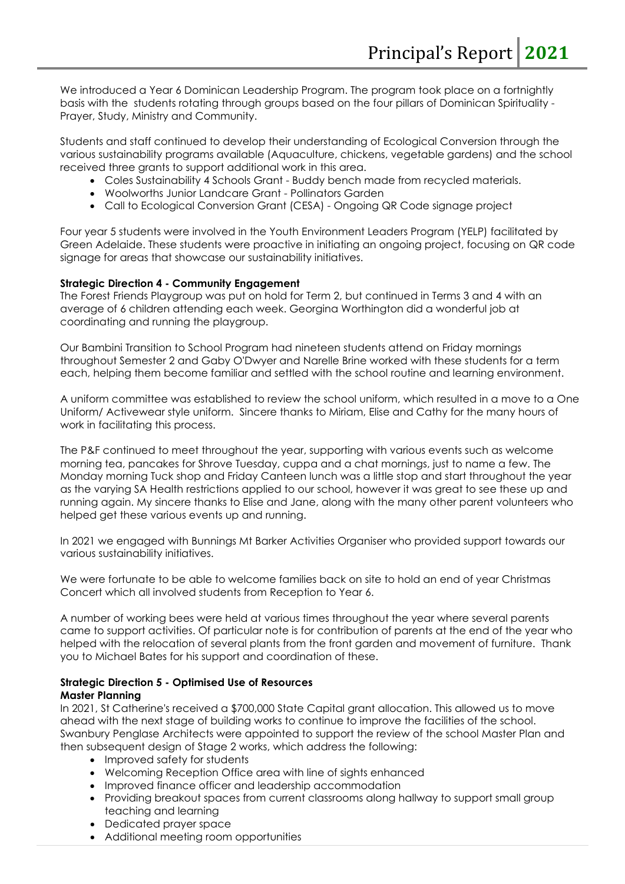We introduced a Year 6 Dominican Leadership Program. The program took place on a fortnightly basis with the students rotating through groups based on the four pillars of Dominican Spirituality - Prayer, Study, Ministry and Community.

Students and staff continued to develop their understanding of Ecological Conversion through the various sustainability programs available (Aquaculture, chickens, vegetable gardens) and the school received three grants to support additional work in this area.

- Coles Sustainability 4 Schools Grant - Buddy bench made from recycled materials.
- Woolworths Junior Landcare Grant - Pollinators Garden
- Call to Ecological Conversion Grant (CESA) - Ongoing QR Code signage project

Four year 5 students were involved in the Youth Environment Leaders Program (YELP) facilitated by Green Adelaide. These students were proactive in initiating an ongoing project, focusing on QR code signage for areas that showcase our sustainability initiatives.

**Strategic Direction 4 - Community Engagement**

The Forest Friends Playgroup was put on hold for Term 2, but continued in Terms 3 and 4 with an average of 6 children attending each week. Georgina Worthington did a wonderful job at coordinating and running the playgroup.

Our Bambini Transition to School Program had nineteen students attend on Friday mornings throughout Semester 2 and Gaby O'Dwyer and Narelle Brine worked with these students for a term each, helping them become familiar and settled with the school routine and learning environment.

A uniform committee was established to review the school uniform, which resulted in a move to a One Uniform/ Activewear style uniform. Sincere thanks to Miriam, Elise and Cathy for the many hours of work in facilitating this process.

The P&F continued to meet throughout the year, supporting with various events such as welcome morning tea, pancakes for Shrove Tuesday, cuppa and a chat mornings, just to name a few. The Monday morning Tuck shop and Friday Canteen lunch was a little stop and start throughout the year as the varying SA Health restrictions applied to our school, however it was great to see these up and running again. My sincere thanks to Elise and Jane, along with the many other parent volunteers who helped get these various events up and running.

In 2021 we engaged with Bunnings Mt Barker Activities Organiser who provided support towards our various sustainability initiatives.

We were fortunate to be able to welcome families back on site to hold an end of year Christmas Concert which all involved students from Reception to Year 6.

A number of working bees were held at various times throughout the year where several parents came to support activities. Of particular note is for contribution of parents at the end of the year who helped with the relocation of several plants from the front garden and movement of furniture. Thank you to Michael Bates for his support and coordination of these.

**Strategic Direction 5 - Optimised Use of Resources**

**Master Planning**

In 2021, St Catherine's received a $700,000 State Capital grant allocation. This allowed us to move ahead with the next stage of building works to continue to improve the facilities of the school. Swanbury Penglase Architects were appointed to support the review of the school Master Plan and then subsequent design of Stage 2 works, which address the following:

- Improved safety for students
- Welcoming Reception Office area with line of sights enhanced
- Improved finance officer and leadership accommodation
- Providing breakout spaces from current classrooms along hallway to support small group teaching and learning
- Dedicated prayer space
- Additional meeting room opportunities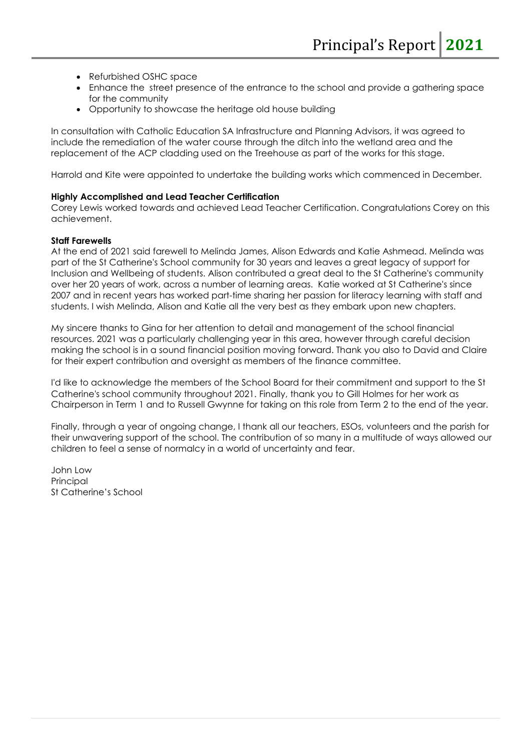- Refurbished OSHC space
- Enhance the  street presence of the entrance to the school and provide a gathering space for the community
- Opportunity to showcase the heritage old house building

In consultation with Catholic Education SA Infrastructure and Planning Advisors, it was agreed to include the remediation of the water course through the ditch into the wetland area and the replacement of the ACP cladding used on the Treehouse as part of the works for this stage.

Harrold and Kite were appointed to undertake the building works which commenced in December.

**Highly Accomplished and Lead Teacher Certification**
Corey Lewis worked towards and achieved Lead Teacher Certification. Congratulations Corey on this achievement.

**Staff Farewells**
At the end of 2021 said farewell to Melinda James, Alison Edwards and Katie Ashmead. Melinda was part of the St Catherine's School community for 30 years and leaves a great legacy of support for Inclusion and Wellbeing of students. Alison contributed a great deal to the St Catherine's community over her 20 years of work, across a number of learning areas.  Katie worked at St Catherine's since 2007 and in recent years has worked part-time sharing her passion for literacy learning with staff and students. I wish Melinda, Alison and Katie all the very best as they embark upon new chapters.

My sincere thanks to Gina for her attention to detail and management of the school financial resources. 2021 was a particularly challenging year in this area, however through careful decision making the school is in a sound financial position moving forward. Thank you also to David and Claire for their expert contribution and oversight as members of the finance committee.

I'd like to acknowledge the members of the School Board for their commitment and support to the St Catherine's school community throughout 2021. Finally, thank you to Gill Holmes for her work as Chairperson in Term 1 and to Russell Gwynne for taking on this role from Term 2 to the end of the year.

Finally, through a year of ongoing change, I thank all our teachers, ESOs, volunteers and the parish for their unwavering support of the school. The contribution of so many in a multitude of ways allowed our children to feel a sense of normalcy in a world of uncertainty and fear.

John Low
Principal
St Catherine's School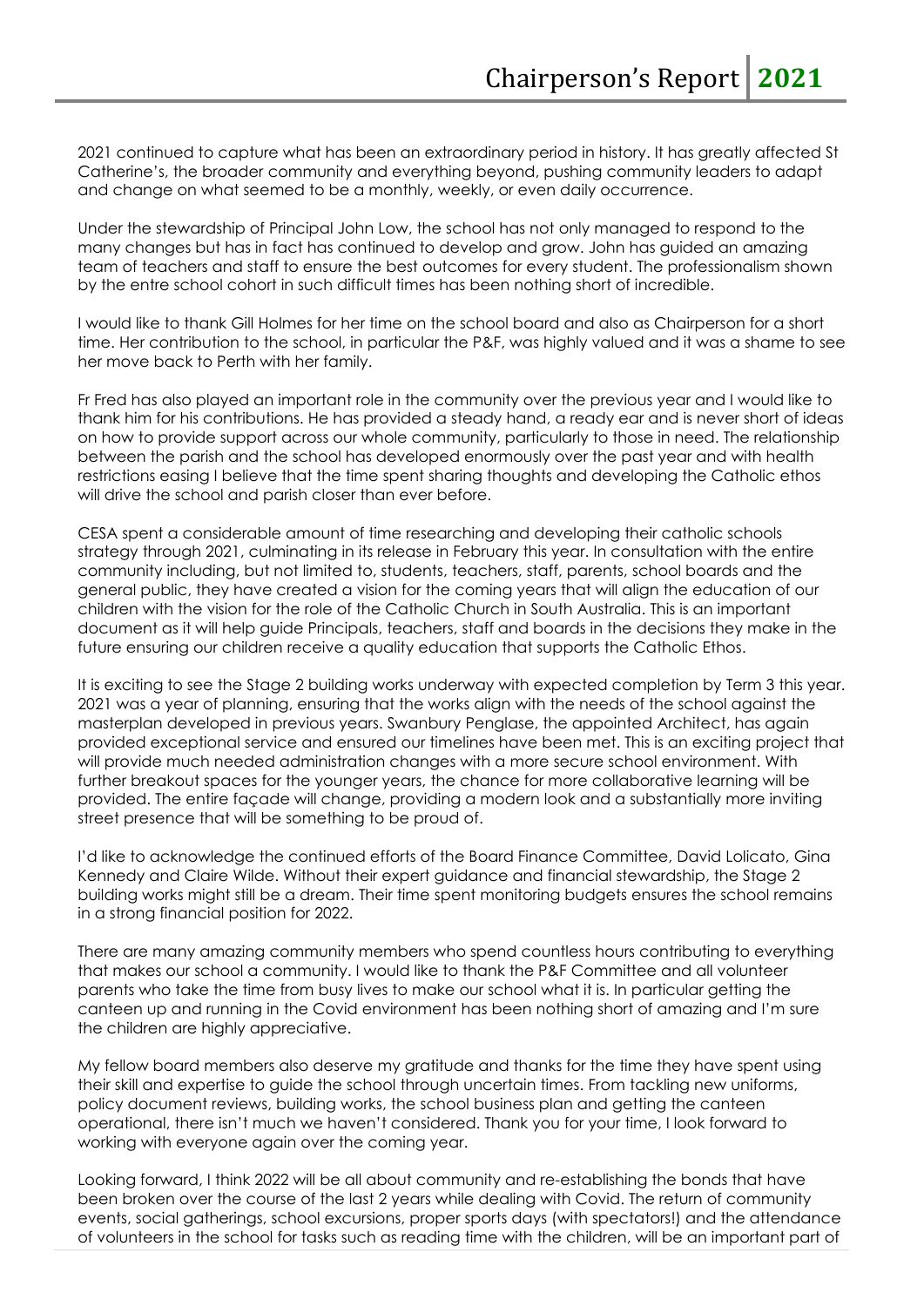# Chairperson's Report 2021

2021 continued to capture what has been an extraordinary period in history. It has greatly affected St Catherine's, the broader community and everything beyond, pushing community leaders to adapt and change on what seemed to be a monthly, weekly, or even daily occurrence.

Under the stewardship of Principal John Low, the school has not only managed to respond to the many changes but has in fact has continued to develop and grow. John has guided an amazing team of teachers and staff to ensure the best outcomes for every student. The professionalism shown by the entre school cohort in such difficult times has been nothing short of incredible.

I would like to thank Gill Holmes for her time on the school board and also as Chairperson for a short time. Her contribution to the school, in particular the P&F, was highly valued and it was a shame to see her move back to Perth with her family.

Fr Fred has also played an important role in the community over the previous year and I would like to thank him for his contributions. He has provided a steady hand, a ready ear and is never short of ideas on how to provide support across our whole community, particularly to those in need. The relationship between the parish and the school has developed enormously over the past year and with health restrictions easing I believe that the time spent sharing thoughts and developing the Catholic ethos will drive the school and parish closer than ever before.

CESA spent a considerable amount of time researching and developing their catholic schools strategy through 2021, culminating in its release in February this year. In consultation with the entire community including, but not limited to, students, teachers, staff, parents, school boards and the general public, they have created a vision for the coming years that will align the education of our children with the vision for the role of the Catholic Church in South Australia. This is an important document as it will help guide Principals, teachers, staff and boards in the decisions they make in the future ensuring our children receive a quality education that supports the Catholic Ethos.

It is exciting to see the Stage 2 building works underway with expected completion by Term 3 this year. 2021 was a year of planning, ensuring that the works align with the needs of the school against the masterplan developed in previous years. Swanbury Penglase, the appointed Architect, has again provided exceptional service and ensured our timelines have been met. This is an exciting project that will provide much needed administration changes with a more secure school environment. With further breakout spaces for the younger years, the chance for more collaborative learning will be provided. The entire façade will change, providing a modern look and a substantially more inviting street presence that will be something to be proud of.

I'd like to acknowledge the continued efforts of the Board Finance Committee, David Lolicato, Gina Kennedy and Claire Wilde. Without their expert guidance and financial stewardship, the Stage 2 building works might still be a dream. Their time spent monitoring budgets ensures the school remains in a strong financial position for 2022.

There are many amazing community members who spend countless hours contributing to everything that makes our school a community. I would like to thank the P&F Committee and all volunteer parents who take the time from busy lives to make our school what it is. In particular getting the canteen up and running in the Covid environment has been nothing short of amazing and I'm sure the children are highly appreciative.

My fellow board members also deserve my gratitude and thanks for the time they have spent using their skill and expertise to guide the school through uncertain times. From tackling new uniforms, policy document reviews, building works, the school business plan and getting the canteen operational, there isn't much we haven't considered. Thank you for your time, I look forward to working with everyone again over the coming year.

Looking forward, I think 2022 will be all about community and re-establishing the bonds that have been broken over the course of the last 2 years while dealing with Covid. The return of community events, social gatherings, school excursions, proper sports days (with spectators!) and the attendance of volunteers in the school for tasks such as reading time with the children, will be an important part of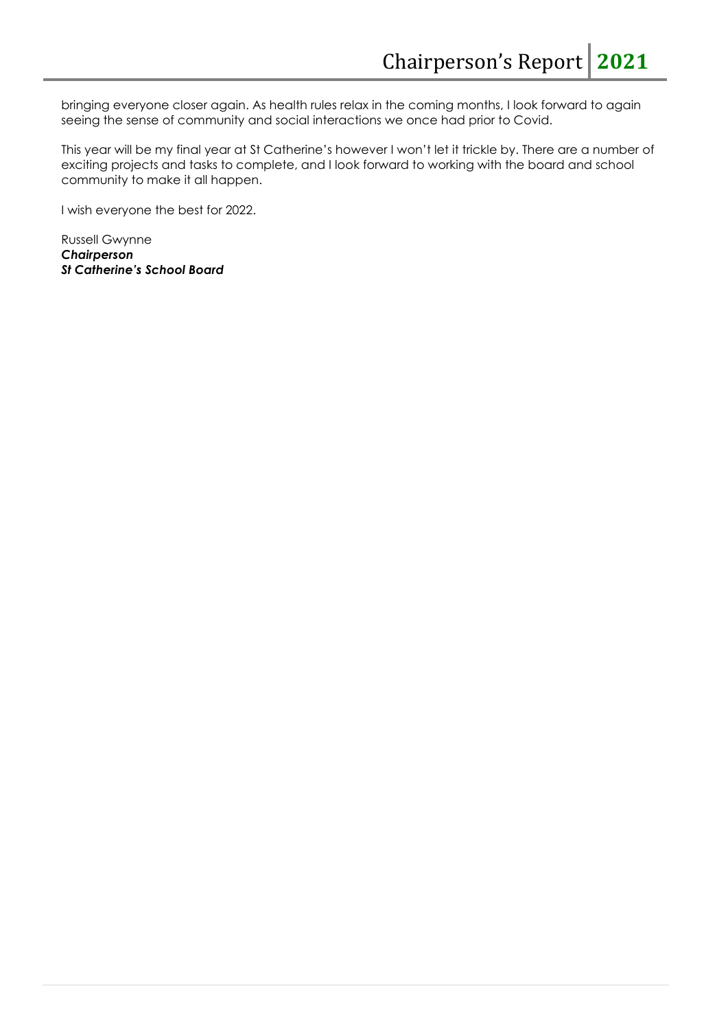bringing everyone closer again. As health rules relax in the coming months, I look forward to again seeing the sense of community and social interactions we once had prior to Covid.

This year will be my final year at St Catherine's however I won't let it trickle by. There are a number of exciting projects and tasks to complete, and I look forward to working with the board and school community to make it all happen.

I wish everyone the best for 2022.

Russell Gwynne
***Chairperson***
***St Catherine's School Board***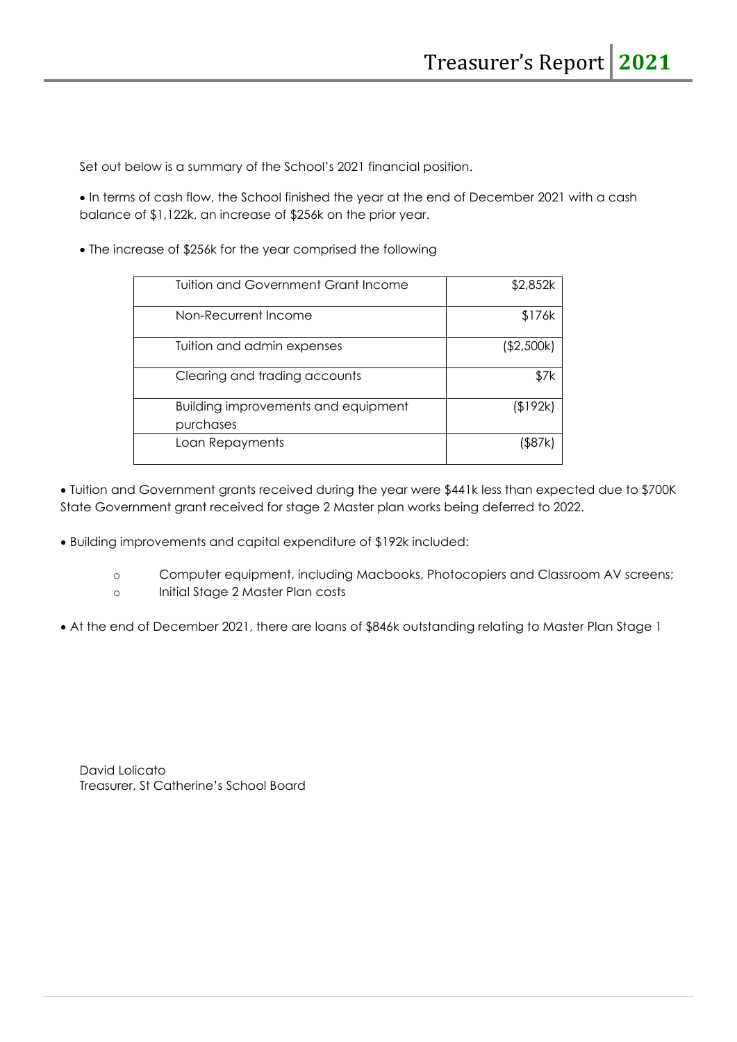# Treasurer's Report 2021

Set out below is a summary of the School's 2021 financial position.

- In terms of cash flow, the School finished the year at the end of December 2021 with a cash balance of $1,122k, an increase of $256k on the prior year.

- The increase of $256k for the year comprised the following

| | |
|---|---|
| Tuition and Government Grant Income | $2,852k |
| Non-Recurrent Income | $176k |
| Tuition and admin expenses | ($2,500k) |
| Clearing and trading accounts | $7k |
| Building improvements and equipment purchases | ($192k) |
| Loan Repayments | ($87k) |

- Tuition and Government grants received during the year were $441k less than expected due to $700K State Government grant received for stage 2 Master plan works being deferred to 2022.

- Building improvements and capital expenditure of $192k included:
  - Computer equipment, including Macbooks, Photocopiers and Classroom AV screens;
  - Initial Stage 2 Master Plan costs

- At the end of December 2021, there are loans of $846k outstanding relating to Master Plan Stage 1

David Lolicato
Treasurer, St Catherine's School Board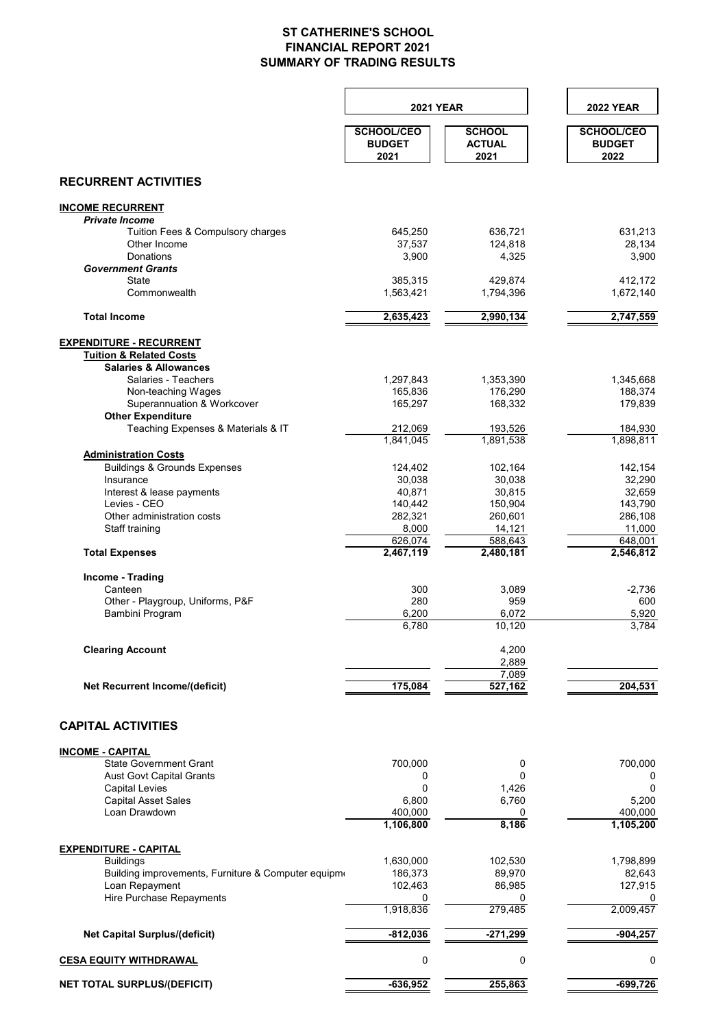# ST CATHERINE'S SCHOOL
## FINANCIAL REPORT 2021
## SUMMARY OF TRADING RESULTS

| | 2021 YEAR | | 2022 YEAR |
|---|---|---|---|
| | SCHOOL/CEO BUDGET 2021 | SCHOOL ACTUAL 2021 | SCHOOL/CEO BUDGET 2022 |
| **RECURRENT ACTIVITIES** | | | |
| **INCOME RECURRENT** | | | |
| ***Private Income*** | | | |
| Tuition Fees & Compulsory charges | 645,250 | 636,721 | 631,213 |
| Other Income | 37,537 | 124,818 | 28,134 |
| Donations | 3,900 | 4,325 | 3,900 |
| ***Government Grants*** | | | |
| State | 385,315 | 429,874 | 412,172 |
| Commonwealth | 1,563,421 | 1,794,396 | 1,672,140 |
| **Total Income** | **2,635,423** | **2,990,134** | **2,747,559** |
| **EXPENDITURE - RECURRENT** | | | |
| **Tuition & Related Costs** | | | |
| **Salaries & Allowances** | | | |
| Salaries - Teachers | 1,297,843 | 1,353,390 | 1,345,668 |
| Non-teaching Wages | 165,836 | 176,290 | 188,374 |
| Superannuation & Workcover | 165,297 | 168,332 | 179,839 |
| **Other Expenditure** | | | |
| Teaching Expenses & Materials & IT | 212,069 | 193,526 | 184,930 |
| | 1,841,045 | 1,891,538 | 1,898,811 |
| **Administration Costs** | | | |
| Buildings & Grounds Expenses | 124,402 | 102,164 | 142,154 |
| Insurance | 30,038 | 30,038 | 32,290 |
| Interest & lease payments | 40,871 | 30,815 | 32,659 |
| Levies - CEO | 140,442 | 150,904 | 143,790 |
| Other administration costs | 282,321 | 260,601 | 286,108 |
| Staff training | 8,000 | 14,121 | 11,000 |
| | 626,074 | 588,643 | 648,001 |
| **Total Expenses** | **2,467,119** | **2,480,181** | **2,546,812** |
| **Income - Trading** | | | |
| Canteen | 300 | 3,089 | -2,736 |
| Other - Playgroup, Uniforms, P&F | 280 | 959 | 600 |
| Bambini Program | 6,200 | 6,072 | 5,920 |
| | 6,780 | 10,120 | 3,784 |
| **Clearing Account** | | 4,200 | |
| | | 2,889 | |
| | | 7,089 | |
| **Net Recurrent Income/(deficit)** | **175,084** | **527,162** | **204,531** |
| **CAPITAL ACTIVITIES** | | | |
| **INCOME - CAPITAL** | | | |
| State Government Grant | 700,000 | 0 | 700,000 |
| Aust Govt Capital Grants | 0 | 0 | 0 |
| Capital Levies | 0 | 1,426 | 0 |
| Capital Asset Sales | 6,800 | 6,760 | 5,200 |
| Loan Drawdown | 400,000 | 0 | 400,000 |
| | **1,106,800** | **8,186** | **1,105,200** |
| **EXPENDITURE - CAPITAL** | | | |
| Buildings | 1,630,000 | 102,530 | 1,798,899 |
| Building improvements, Furniture & Computer equipm | 186,373 | 89,970 | 82,643 |
| Loan Repayment | 102,463 | 86,985 | 127,915 |
| Hire Purchase Repayments | 0 | 0 | 0 |
| | 1,918,836 | 279,485 | 2,009,457 |
| **Net Capital Surplus/(deficit)** | **-812,036** | **-271,299** | **-904,257** |
| **CESA EQUITY WITHDRAWAL** | 0 | 0 | 0 |
| **NET TOTAL SURPLUS/(DEFICIT)** | **-636,952** | **255,863** | **-699,726** |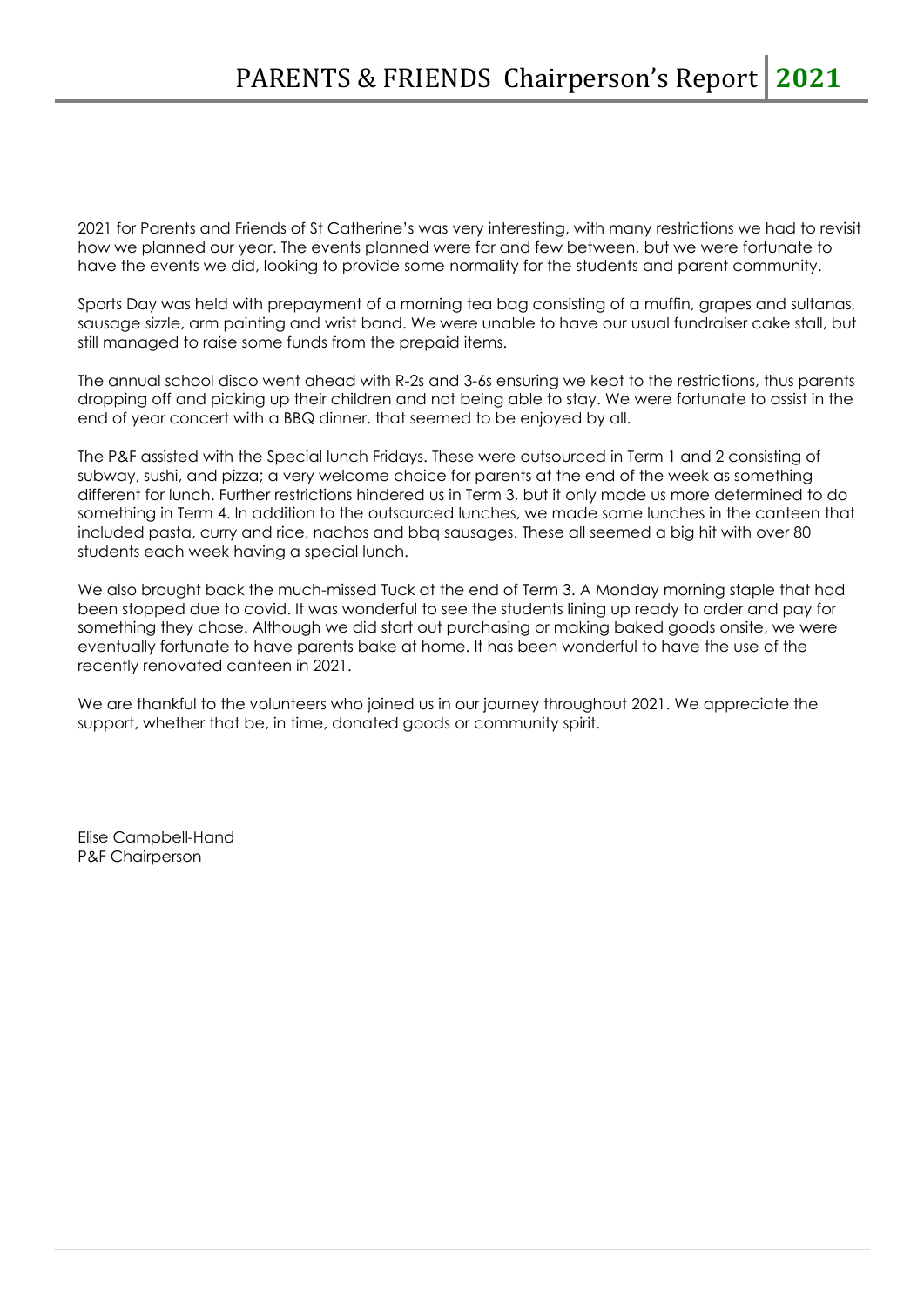# PARENTS & FRIENDS Chairperson's Report 2021

2021 for Parents and Friends of St Catherine's was very interesting, with many restrictions we had to revisit how we planned our year. The events planned were far and few between, but we were fortunate to have the events we did, looking to provide some normality for the students and parent community.

Sports Day was held with prepayment of a morning tea bag consisting of a muffin, grapes and sultanas, sausage sizzle, arm painting and wrist band. We were unable to have our usual fundraiser cake stall, but still managed to raise some funds from the prepaid items.

The annual school disco went ahead with R-2s and 3-6s ensuring we kept to the restrictions, thus parents dropping off and picking up their children and not being able to stay. We were fortunate to assist in the end of year concert with a BBQ dinner, that seemed to be enjoyed by all.

The P&F assisted with the Special lunch Fridays. These were outsourced in Term 1 and 2 consisting of subway, sushi, and pizza; a very welcome choice for parents at the end of the week as something different for lunch. Further restrictions hindered us in Term 3, but it only made us more determined to do something in Term 4. In addition to the outsourced lunches, we made some lunches in the canteen that included pasta, curry and rice, nachos and bbq sausages. These all seemed a big hit with over 80 students each week having a special lunch.

We also brought back the much-missed Tuck at the end of Term 3. A Monday morning staple that had been stopped due to covid. It was wonderful to see the students lining up ready to order and pay for something they chose. Although we did start out purchasing or making baked goods onsite, we were eventually fortunate to have parents bake at home. It has been wonderful to have the use of the recently renovated canteen in 2021.

We are thankful to the volunteers who joined us in our journey throughout 2021. We appreciate the support, whether that be, in time, donated goods or community spirit.

Elise Campbell-Hand
P&F Chairperson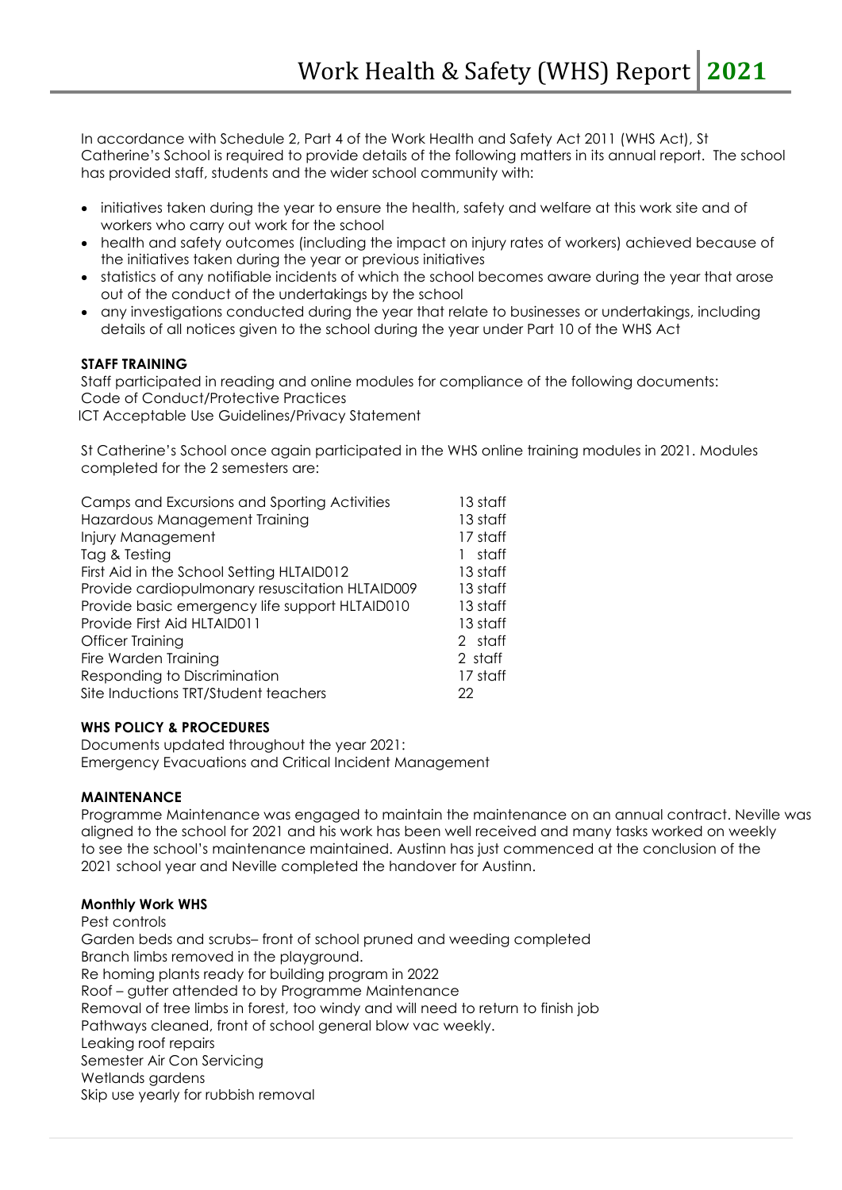# Work Health & Safety (WHS) Report 2021

In accordance with Schedule 2, Part 4 of the Work Health and Safety Act 2011 (WHS Act), St Catherine's School is required to provide details of the following matters in its annual report. The school has provided staff, students and the wider school community with:

- initiatives taken during the year to ensure the health, safety and welfare at this work site and of workers who carry out work for the school
- health and safety outcomes (including the impact on injury rates of workers) achieved because of the initiatives taken during the year or previous initiatives
- statistics of any notifiable incidents of which the school becomes aware during the year that arose out of the conduct of the undertakings by the school
- any investigations conducted during the year that relate to businesses or undertakings, including details of all notices given to the school during the year under Part 10 of the WHS Act

**STAFF TRAINING**

Staff participated in reading and online modules for compliance of the following documents:
Code of Conduct/Protective Practices
ICT Acceptable Use Guidelines/Privacy Statement

St Catherine's School once again participated in the WHS online training modules in 2021. Modules completed for the 2 semesters are:

| | |
|---|---|
| Camps and Excursions and Sporting Activities | 13 staff |
| Hazardous Management Training | 13 staff |
| Injury Management | 17 staff |
| Tag & Testing | 1 staff |
| First Aid in the School Setting HLTAID012 | 13 staff |
| Provide cardiopulmonary resuscitation HLTAID009 | 13 staff |
| Provide basic emergency life support HLTAID010 | 13 staff |
| Provide First Aid HLTAID011 | 13 staff |
| Officer Training | 2 staff |
| Fire Warden Training | 2 staff |
| Responding to Discrimination | 17 staff |
| Site Inductions TRT/Student teachers | 22 |

**WHS POLICY & PROCEDURES**

Documents updated throughout the year 2021:
Emergency Evacuations and Critical Incident Management

**MAINTENANCE**

Programme Maintenance was engaged to maintain the maintenance on an annual contract. Neville was aligned to the school for 2021 and his work has been well received and many tasks worked on weekly to see the school's maintenance maintained. Austinn has just commenced at the conclusion of the 2021 school year and Neville completed the handover for Austinn.

**Monthly Work WHS**

Pest controls
Garden beds and scrubs– front of school pruned and weeding completed
Branch limbs removed in the playground.
Re homing plants ready for building program in 2022
Roof – gutter attended to by Programme Maintenance
Removal of tree limbs in forest, too windy and will need to return to finish job
Pathways cleaned, front of school general blow vac weekly.
Leaking roof repairs
Semester Air Con Servicing
Wetlands gardens
Skip use yearly for rubbish removal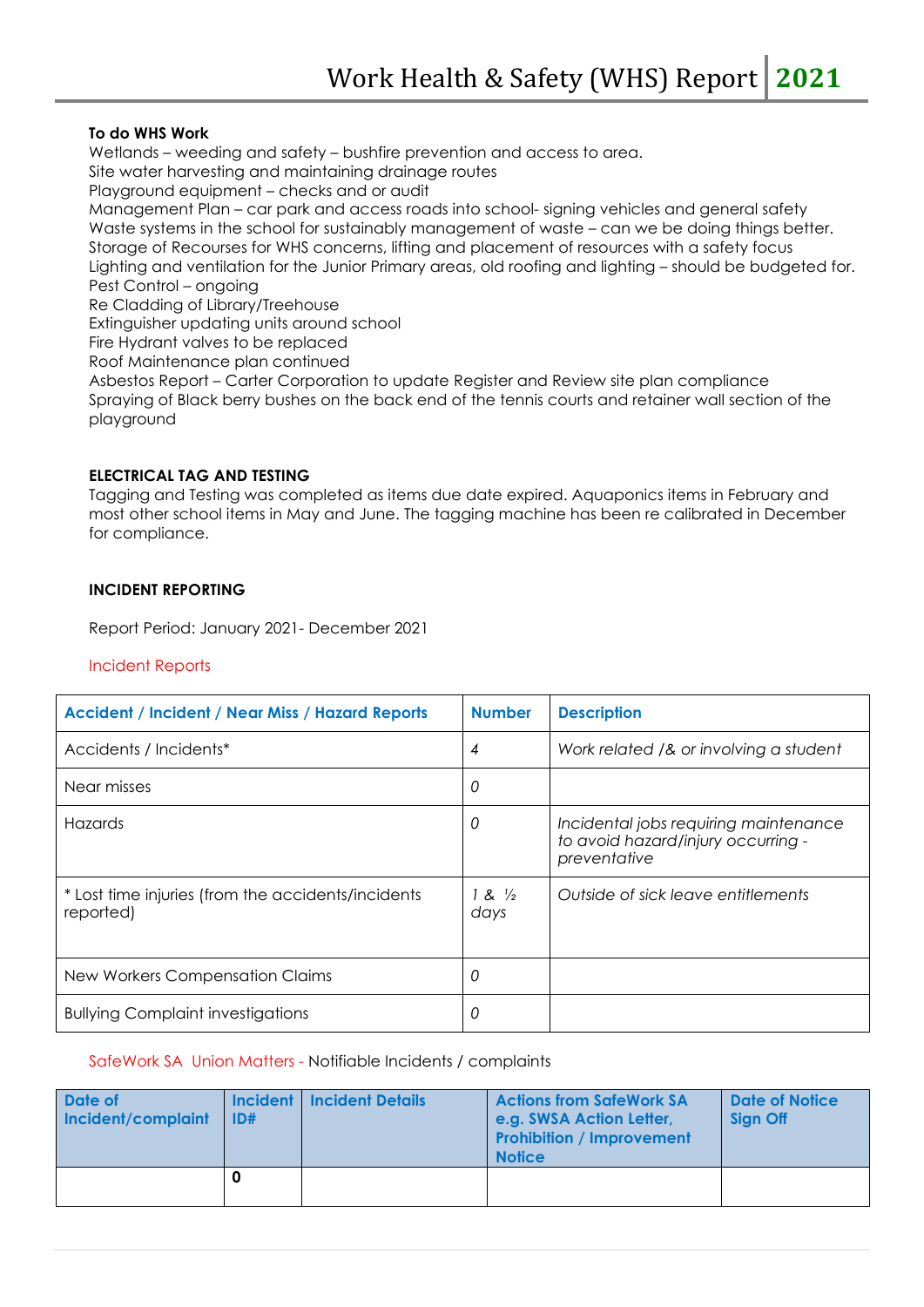**To do WHS Work**

Wetlands – weeding and safety – bushfire prevention and access to area.
Site water harvesting and maintaining drainage routes
Playground equipment – checks and or audit
Management Plan – car park and access roads into school- signing vehicles and general safety
Waste systems in the school for sustainably management of waste – can we be doing things better.
Storage of Recourses for WHS concerns, lifting and placement of resources with a safety focus
Lighting and ventilation for the Junior Primary areas, old roofing and lighting – should be budgeted for.
Pest Control – ongoing
Re Cladding of Library/Treehouse
Extinguisher updating units around school
Fire Hydrant valves to be replaced
Roof Maintenance plan continued
Asbestos Report – Carter Corporation to update Register and Review site plan compliance
Spraying of Black berry bushes on the back end of the tennis courts and retainer wall section of the playground

**ELECTRICAL TAG AND TESTING**

Tagging and Testing was completed as items due date expired. Aquaponics items in February and most other school items in May and June. The tagging machine has been re calibrated in December for compliance.

**INCIDENT REPORTING**

Report Period: January 2021- December 2021

Incident Reports

| Accident / Incident / Near Miss / Hazard Reports | Number | Description |
|---|---|---|
| Accidents / Incidents* | *4* | *Work related /& or involving a student* |
| Near misses | *0* | |
| Hazards | *0* | *Incidental jobs requiring maintenance to avoid hazard/injury occurring - preventative* |
| * Lost time injuries (from the accidents/incidents reported) | *1 & ½ days* | *Outside of sick leave entitlements* |
| New Workers Compensation Claims | *0* | |
| Bullying Complaint investigations | *0* | |

SafeWork SA Union Matters - Notifiable Incidents / complaints

| Date of Incident/complaint | Incident ID# | Incident Details | Actions from SafeWork SA e.g. SWSA Action Letter, Prohibition / Improvement Notice | Date of Notice Sign Off |
|---|---|---|---|---|
| | **0** | | | |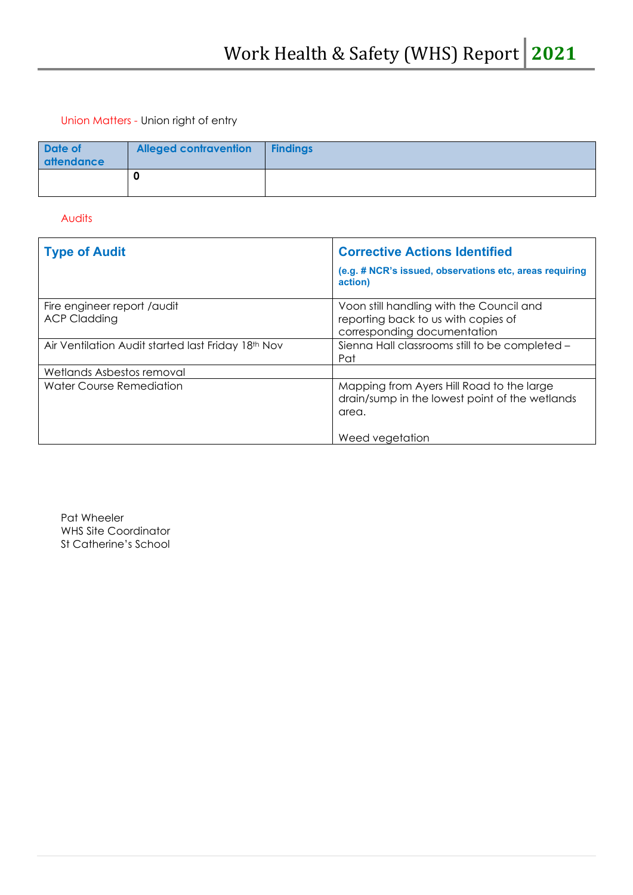Union Matters - Union right of entry

| Date of attendance | Alleged contravention | Findings |
|---|---|---|
| | **0** | |

Audits

| Type of Audit | Corrective Actions Identified<br>(e.g. # NCR's issued, observations etc, areas requiring action) |
|---|---|
| Fire engineer report /audit<br>ACP Cladding | Voon still handling with the Council and reporting back to us with copies of corresponding documentation |
| Air Ventilation Audit started last Friday 18th Nov | Sienna Hall classrooms still to be completed – Pat |
| Wetlands Asbestos removal | |
| Water Course Remediation | Mapping from Ayers Hill Road to the large drain/sump in the lowest point of the wetlands area.<br><br>Weed vegetation |

Pat Wheeler
WHS Site Coordinator
St Catherine's School